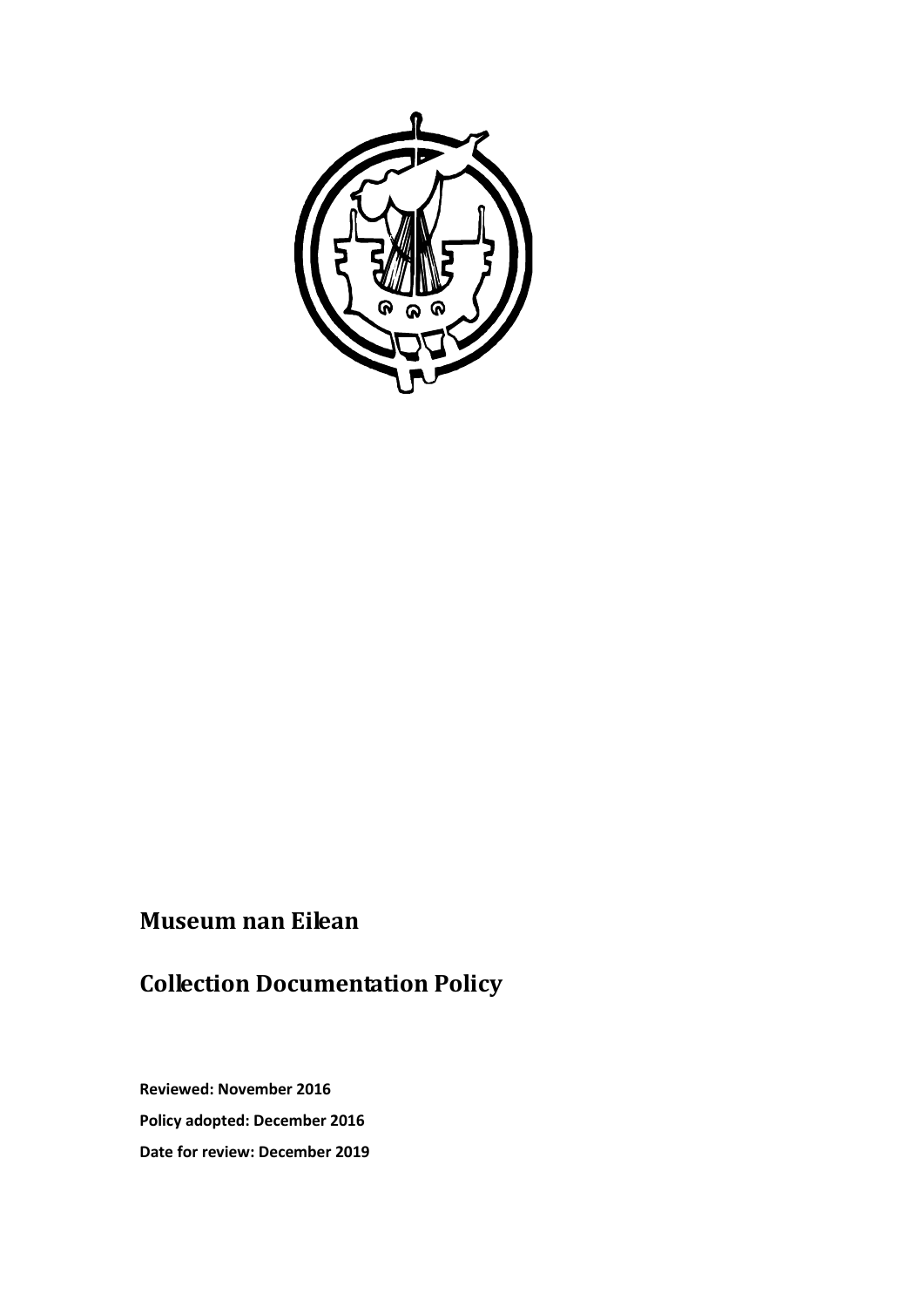# Museum nan Eilean

# Collection Documentation Policy

**Reviewed: November 2016**

**Policy adopted: December 2016**

**Date for review: December 2019**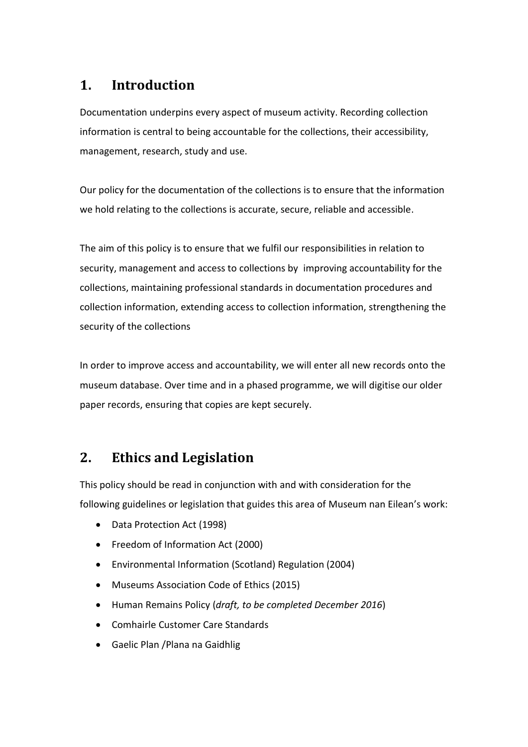## 1. Introduction

Documentation underpins every aspect of museum activity. Recording collection information is central to being accountable for the collections, their accessibility, management, research, study and use.

Our policy for the documentation of the collections is to ensure that the information we hold relating to the collections is accurate, secure, reliable and accessible.

The aim of this policy is to ensure that we fulfil our responsibilities in relation to security, management and access to collections by improving accountability for the collections, maintaining professional standards in documentation procedures and collection information, extending access to collection information, strengthening the security of the collections

In order to improve access and accountability, we will enter all new records onto the museum database. Over time and in a phased programme, we will digitise our older paper records, ensuring that copies are kept securely.

## 2. Ethics and Legislation

This policy should be read in conjunction with and with consideration for the following guidelines or legislation that guides this area of Museum nan Eilean's work:

- Data Protection Act (1998)
- Freedom of Information Act (2000)
- Environmental Information (Scotland) Regulation (2004)
- Museums Association Code of Ethics (2015)
- Human Remains Policy (*draft, to be completed December 2016*)
- Comhairle Customer Care Standards
- Gaelic Plan /Plana na Gaidhlig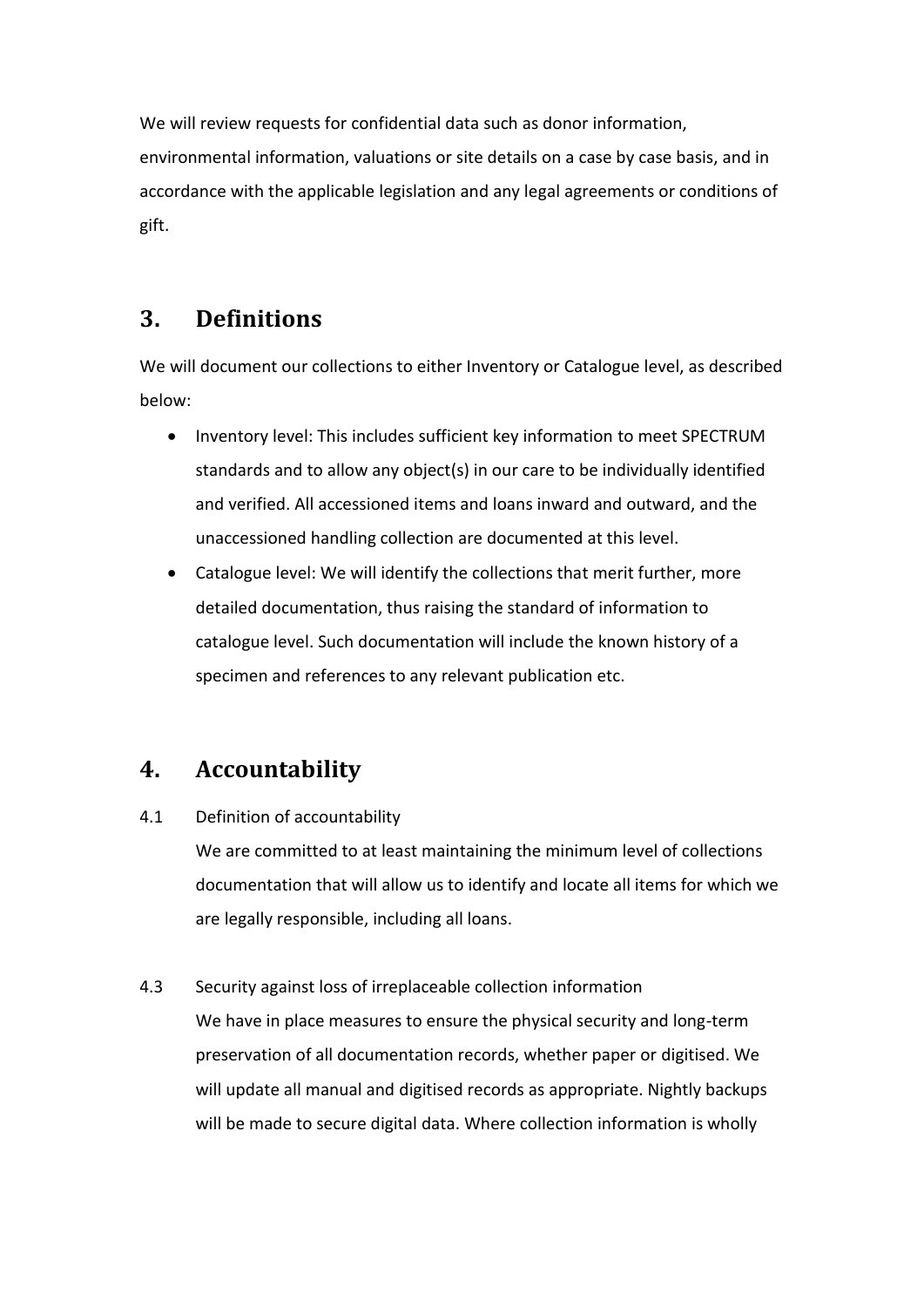We will review requests for confidential data such as donor information, environmental information, valuations or site details on a case by case basis, and in accordance with the applicable legislation and any legal agreements or conditions of gift.

## 3. Definitions

We will document our collections to either Inventory or Catalogue level, as described below:

- Inventory level: This includes sufficient key information to meet SPECTRUM standards and to allow any object(s) in our care to be individually identified and verified. All accessioned items and loans inward and outward, and the unaccessioned handling collection are documented at this level.
- Catalogue level: We will identify the collections that merit further, more detailed documentation, thus raising the standard of information to catalogue level. Such documentation will include the known history of a specimen and references to any relevant publication etc.

## 4. Accountability

4.1 Definition of accountability

We are committed to at least maintaining the minimum level of collections documentation that will allow us to identify and locate all items for which we are legally responsible, including all loans.

4.3 Security against loss of irreplaceable collection information

We have in place measures to ensure the physical security and long-term preservation of all documentation records, whether paper or digitised. We will update all manual and digitised records as appropriate. Nightly backups will be made to secure digital data. Where collection information is wholly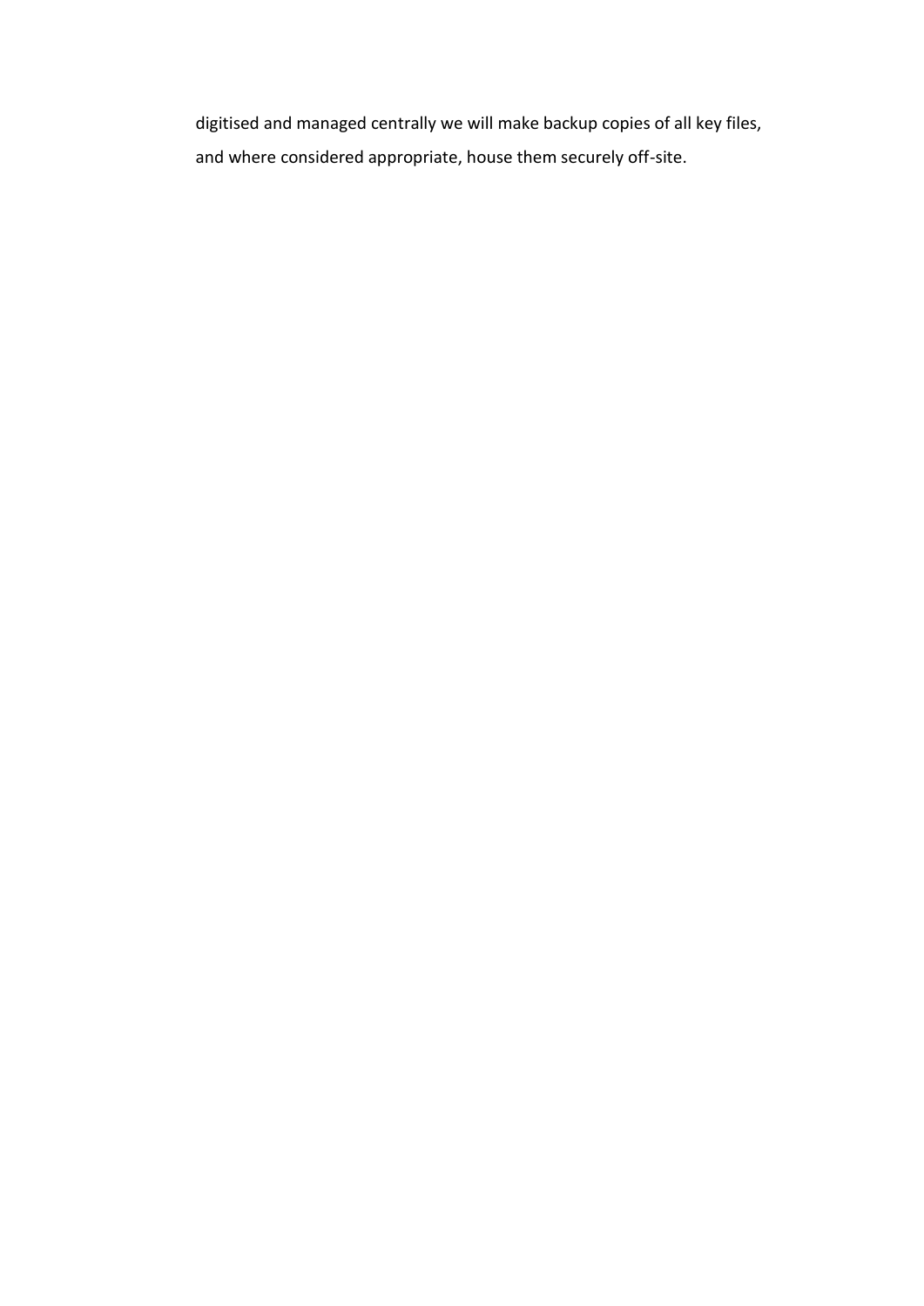digitised and managed centrally we will make backup copies of all key files, and where considered appropriate, house them securely off-site.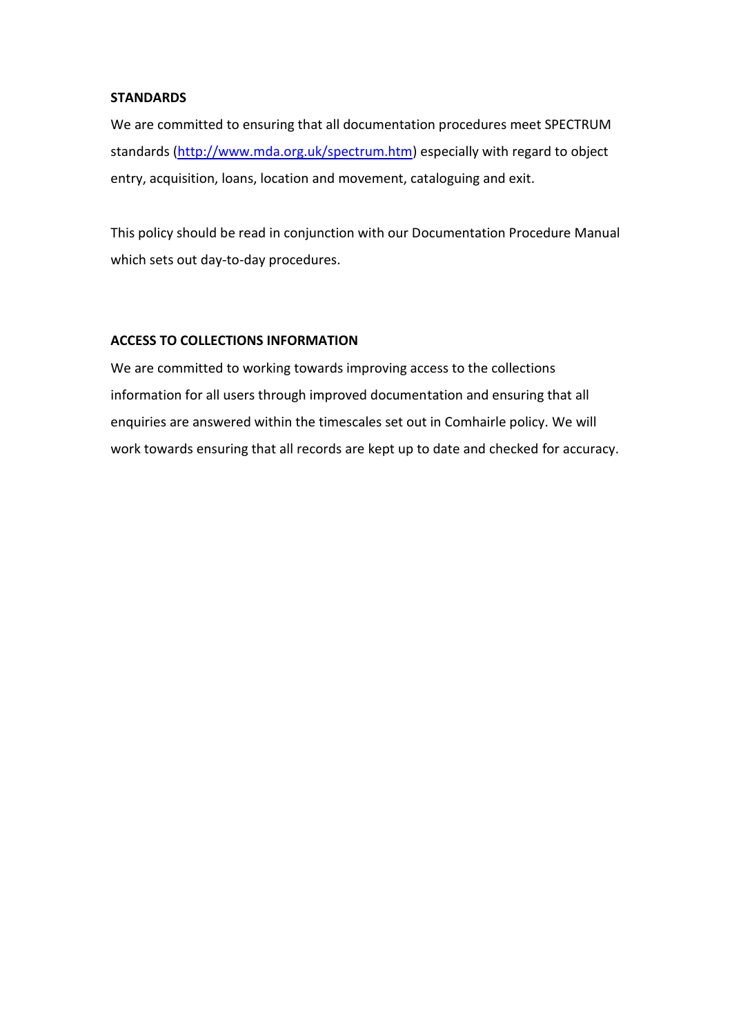**STANDARDS**

We are committed to ensuring that all documentation procedures meet SPECTRUM standards (http://www.mda.org.uk/spectrum.htm) especially with regard to object entry, acquisition, loans, location and movement, cataloguing and exit.

This policy should be read in conjunction with our Documentation Procedure Manual which sets out day-to-day procedures.

**ACCESS TO COLLECTIONS INFORMATION**

We are committed to working towards improving access to the collections information for all users through improved documentation and ensuring that all enquiries are answered within the timescales set out in Comhairle policy. We will work towards ensuring that all records are kept up to date and checked for accuracy.